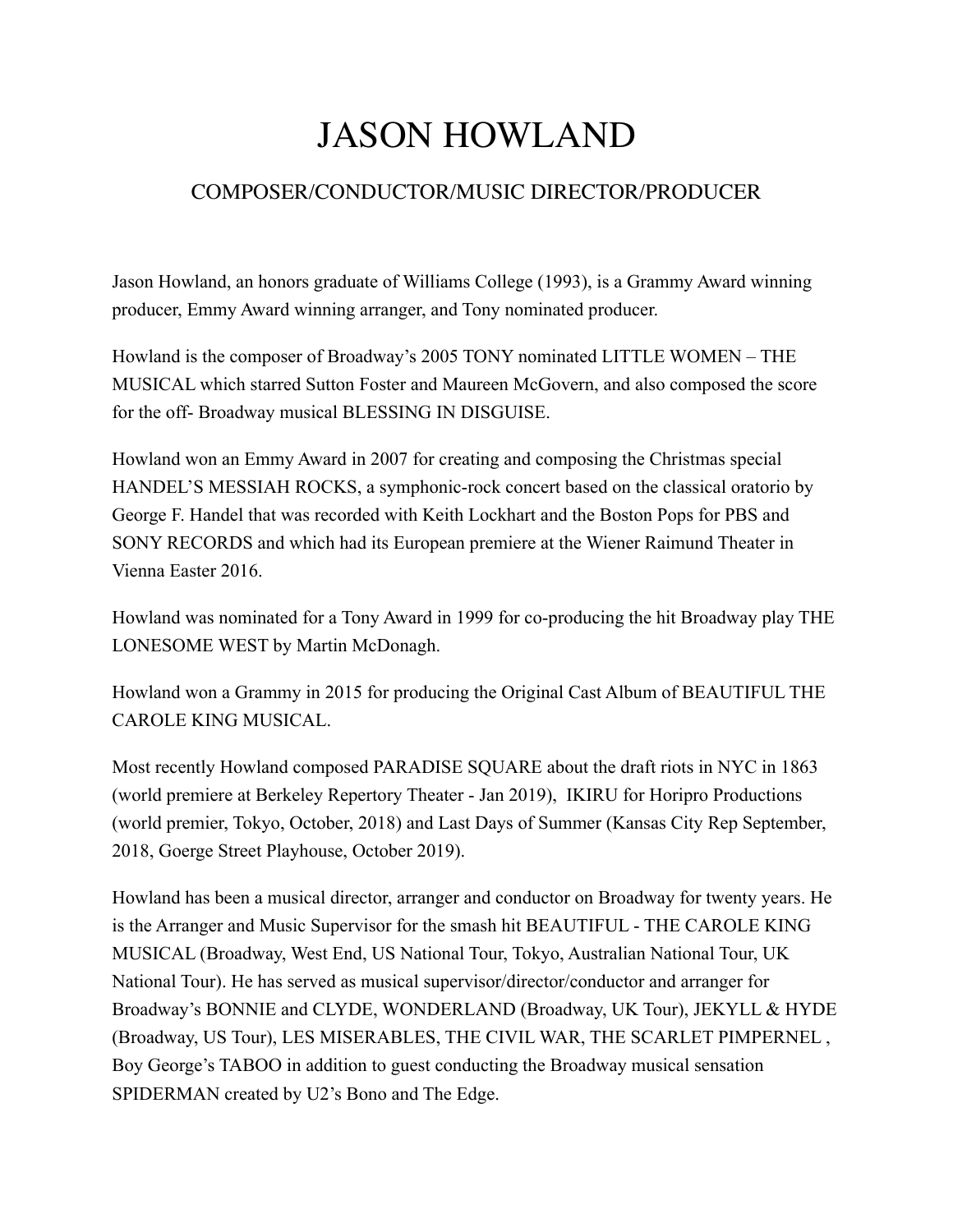# JASON HOWLAND

## COMPOSER/CONDUCTOR/MUSIC DIRECTOR/PRODUCER

Jason Howland, an honors graduate of Williams College (1993), is a Grammy Award winning producer, Emmy Award winning arranger, and Tony nominated producer.

Howland is the composer of Broadway's 2005 TONY nominated LITTLE WOMEN – THE MUSICAL which starred Sutton Foster and Maureen McGovern, and also composed the score for the off- Broadway musical BLESSING IN DISGUISE.

Howland won an Emmy Award in 2007 for creating and composing the Christmas special HANDEL'S MESSIAH ROCKS, a symphonic-rock concert based on the classical oratorio by George F. Handel that was recorded with Keith Lockhart and the Boston Pops for PBS and SONY RECORDS and which had its European premiere at the Wiener Raimund Theater in Vienna Easter 2016.

Howland was nominated for a Tony Award in 1999 for co-producing the hit Broadway play THE LONESOME WEST by Martin McDonagh.

Howland won a Grammy in 2015 for producing the Original Cast Album of BEAUTIFUL THE CAROLE KING MUSICAL.

Most recently Howland composed PARADISE SQUARE about the draft riots in NYC in 1863 (world premiere at Berkeley Repertory Theater - Jan 2019), IKIRU for Horipro Productions (world premier, Tokyo, October, 2018) and Last Days of Summer (Kansas City Rep September, 2018, Goerge Street Playhouse, October 2019).

Howland has been a musical director, arranger and conductor on Broadway for twenty years. He is the Arranger and Music Supervisor for the smash hit BEAUTIFUL - THE CAROLE KING MUSICAL (Broadway, West End, US National Tour, Tokyo, Australian National Tour, UK National Tour). He has served as musical supervisor/director/conductor and arranger for Broadway's BONNIE and CLYDE, WONDERLAND (Broadway, UK Tour), JEKYLL & HYDE (Broadway, US Tour), LES MISERABLES, THE CIVIL WAR, THE SCARLET PIMPERNEL , Boy George's TABOO in addition to guest conducting the Broadway musical sensation SPIDERMAN created by U2's Bono and The Edge.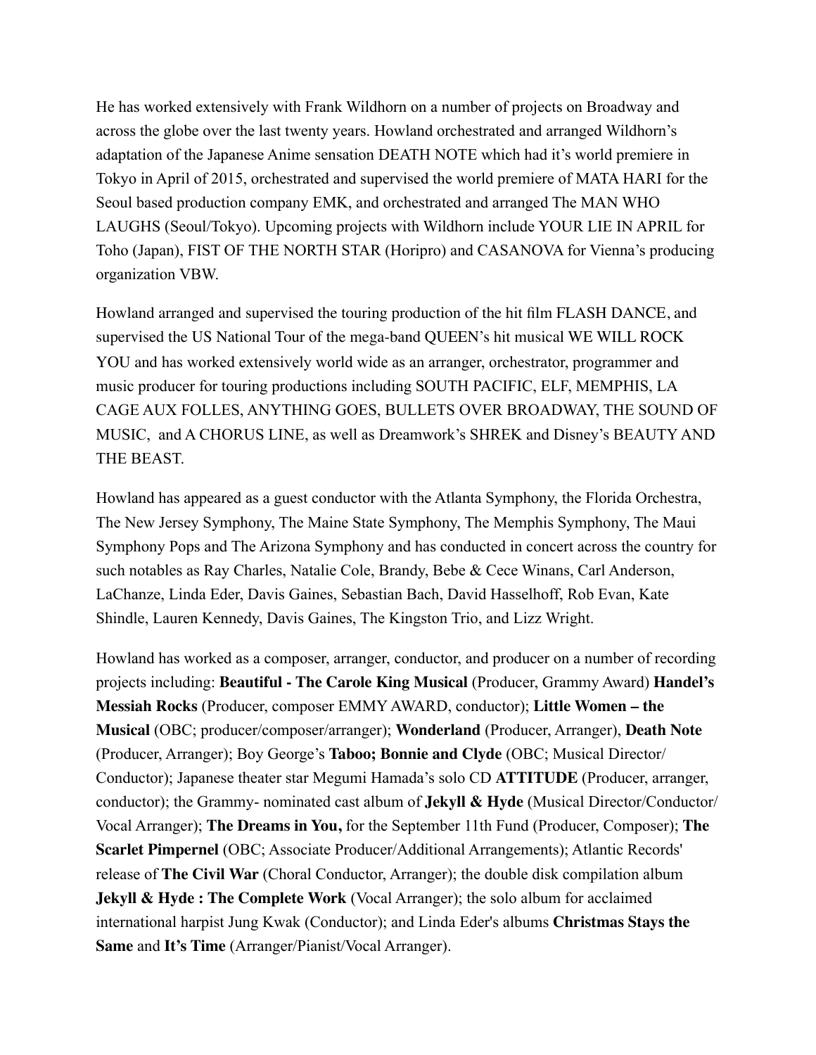He has worked extensively with Frank Wildhorn on a number of projects on Broadway and across the globe over the last twenty years. Howland orchestrated and arranged Wildhorn's adaptation of the Japanese Anime sensation DEATH NOTE which had it's world premiere in Tokyo in April of 2015, orchestrated and supervised the world premiere of MATA HARI for the Seoul based production company EMK, and orchestrated and arranged The MAN WHO LAUGHS (Seoul/Tokyo). Upcoming projects with Wildhorn include YOUR LIE IN APRIL for Toho (Japan), FIST OF THE NORTH STAR (Horipro) and CASANOVA for Vienna's producing organization VBW.

Howland arranged and supervised the touring production of the hit film FLASH DANCE, and supervised the US National Tour of the mega-band QUEEN's hit musical WE WILL ROCK YOU and has worked extensively world wide as an arranger, orchestrator, programmer and music producer for touring productions including SOUTH PACIFIC, ELF, MEMPHIS, LA CAGE AUX FOLLES, ANYTHING GOES, BULLETS OVER BROADWAY, THE SOUND OF MUSIC, and A CHORUS LINE, as well as Dreamwork's SHREK and Disney's BEAUTY AND THE BEAST.

Howland has appeared as a guest conductor with the Atlanta Symphony, the Florida Orchestra, The New Jersey Symphony, The Maine State Symphony, The Memphis Symphony, The Maui Symphony Pops and The Arizona Symphony and has conducted in concert across the country for such notables as Ray Charles, Natalie Cole, Brandy, Bebe & Cece Winans, Carl Anderson, LaChanze, Linda Eder, Davis Gaines, Sebastian Bach, David Hasselhoff, Rob Evan, Kate Shindle, Lauren Kennedy, Davis Gaines, The Kingston Trio, and Lizz Wright.

Howland has worked as a composer, arranger, conductor, and producer on a number of recording projects including: **Beautiful - The Carole King Musical** (Producer, Grammy Award) **Handel's Messiah Rocks** (Producer, composer EMMY AWARD, conductor); **Little Women – the Musical** (OBC; producer/composer/arranger); **Wonderland** (Producer, Arranger), **Death Note** (Producer, Arranger); Boy George's **Taboo; Bonnie and Clyde** (OBC; Musical Director/Conductor); Japanese theater star Megumi Hamada's solo CD **ATTITUDE** (Producer, arranger, conductor); the Grammy- nominated cast album of **Jekyll & Hyde** (Musical Director/Conductor/Vocal Arranger); **The Dreams in You,** for the September 11th Fund (Producer, Composer); **The Scarlet Pimpernel** (OBC; Associate Producer/Additional Arrangements); Atlantic Records' release of **The Civil War** (Choral Conductor, Arranger); the double disk compilation album **Jekyll & Hyde : The Complete Work** (Vocal Arranger); the solo album for acclaimed international harpist Jung Kwak (Conductor); and Linda Eder's albums **Christmas Stays the Same** and **It's Time** (Arranger/Pianist/Vocal Arranger).